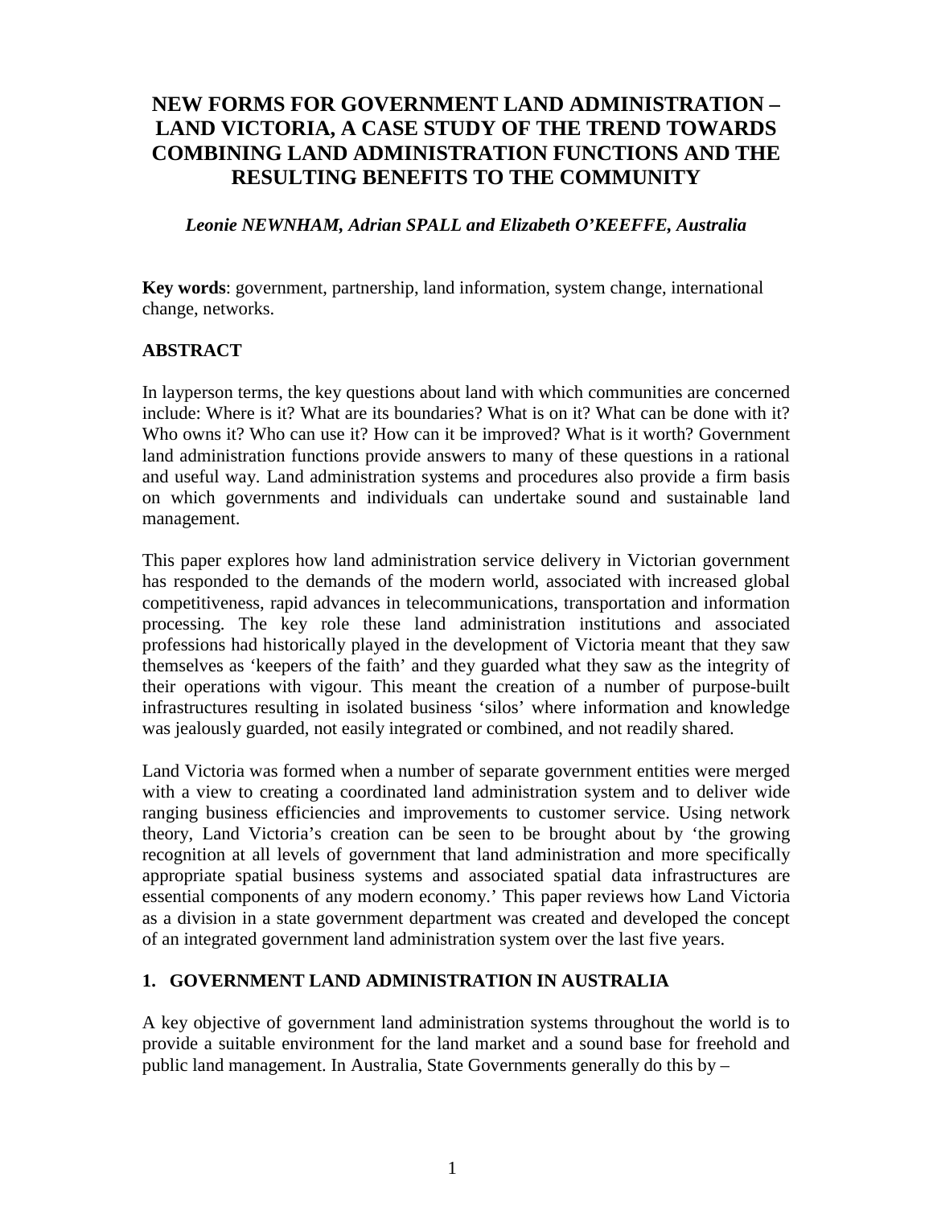# NEW FORMS FOR GOVERNMENT LAND ADMINISTRATION – LAND VICTORIA, A CASE STUDY OF THE TREND TOWARDS COMBINING LAND ADMINISTRATION FUNCTIONS AND THE RESULTING BENEFITS TO THE COMMUNITY

***Leonie NEWNHAM, Adrian SPALL and Elizabeth O'KEEFFE, Australia***

**Key words**: government, partnership, land information, system change, international change, networks.

## ABSTRACT

In layperson terms, the key questions about land with which communities are concerned include: Where is it? What are its boundaries? What is on it? What can be done with it? Who owns it? Who can use it? How can it be improved? What is it worth? Government land administration functions provide answers to many of these questions in a rational and useful way. Land administration systems and procedures also provide a firm basis on which governments and individuals can undertake sound and sustainable land management.

This paper explores how land administration service delivery in Victorian government has responded to the demands of the modern world, associated with increased global competitiveness, rapid advances in telecommunications, transportation and information processing. The key role these land administration institutions and associated professions had historically played in the development of Victoria meant that they saw themselves as 'keepers of the faith' and they guarded what they saw as the integrity of their operations with vigour. This meant the creation of a number of purpose-built infrastructures resulting in isolated business 'silos' where information and knowledge was jealously guarded, not easily integrated or combined, and not readily shared.

Land Victoria was formed when a number of separate government entities were merged with a view to creating a coordinated land administration system and to deliver wide ranging business efficiencies and improvements to customer service. Using network theory, Land Victoria's creation can be seen to be brought about by 'the growing recognition at all levels of government that land administration and more specifically appropriate spatial business systems and associated spatial data infrastructures are essential components of any modern economy.' This paper reviews how Land Victoria as a division in a state government department was created and developed the concept of an integrated government land administration system over the last five years.

## 1. GOVERNMENT LAND ADMINISTRATION IN AUSTRALIA

A key objective of government land administration systems throughout the world is to provide a suitable environment for the land market and a sound base for freehold and public land management. In Australia, State Governments generally do this by –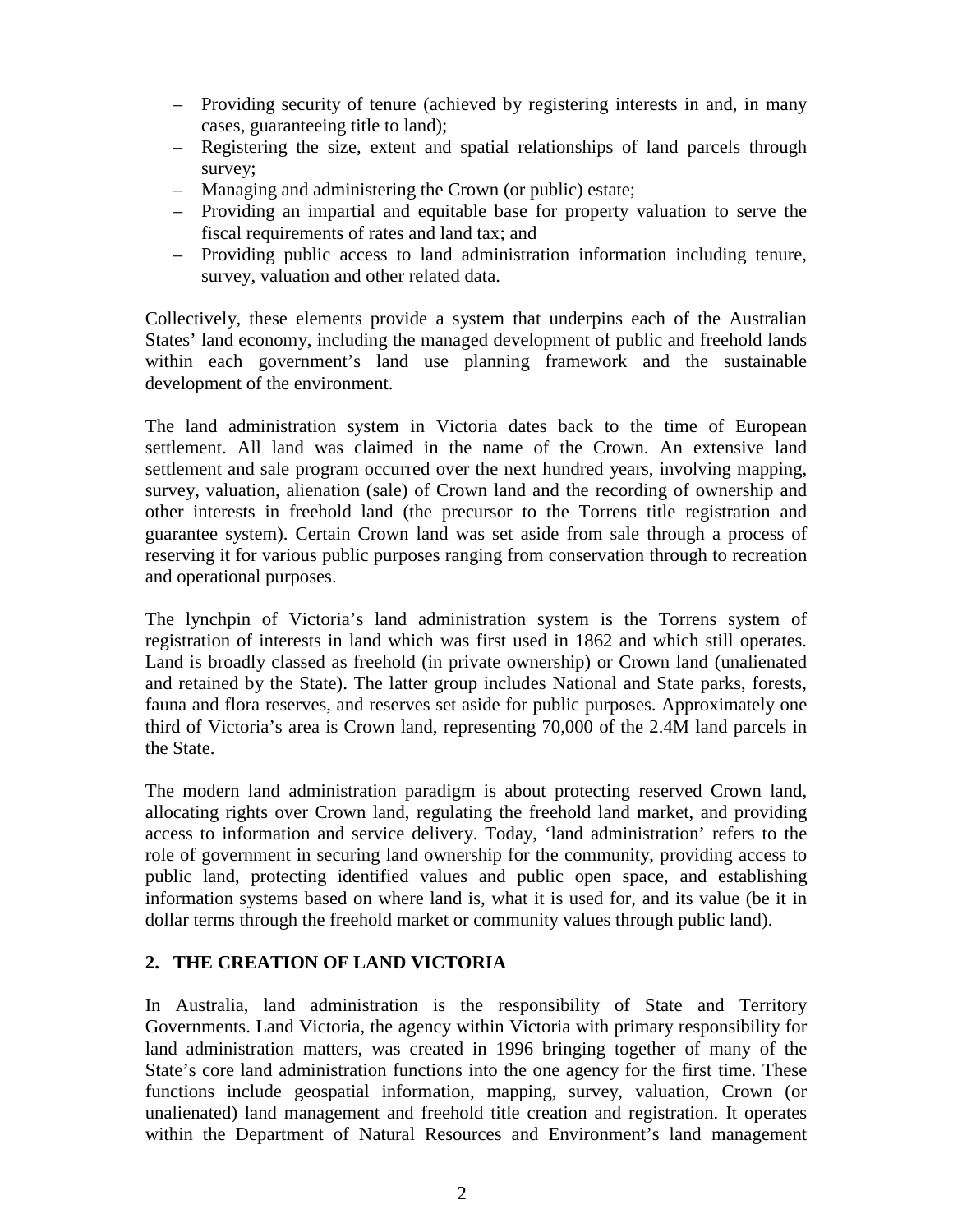– Providing security of tenure (achieved by registering interests in and, in many cases, guaranteeing title to land);
– Registering the size, extent and spatial relationships of land parcels through survey;
– Managing and administering the Crown (or public) estate;
– Providing an impartial and equitable base for property valuation to serve the fiscal requirements of rates and land tax; and
– Providing public access to land administration information including tenure, survey, valuation and other related data.

Collectively, these elements provide a system that underpins each of the Australian States' land economy, including the managed development of public and freehold lands within each government's land use planning framework and the sustainable development of the environment.

The land administration system in Victoria dates back to the time of European settlement. All land was claimed in the name of the Crown. An extensive land settlement and sale program occurred over the next hundred years, involving mapping, survey, valuation, alienation (sale) of Crown land and the recording of ownership and other interests in freehold land (the precursor to the Torrens title registration and guarantee system). Certain Crown land was set aside from sale through a process of reserving it for various public purposes ranging from conservation through to recreation and operational purposes.

The lynchpin of Victoria's land administration system is the Torrens system of registration of interests in land which was first used in 1862 and which still operates. Land is broadly classed as freehold (in private ownership) or Crown land (unalienated and retained by the State). The latter group includes National and State parks, forests, fauna and flora reserves, and reserves set aside for public purposes. Approximately one third of Victoria's area is Crown land, representing 70,000 of the 2.4M land parcels in the State.

The modern land administration paradigm is about protecting reserved Crown land, allocating rights over Crown land, regulating the freehold land market, and providing access to information and service delivery. Today, 'land administration' refers to the role of government in securing land ownership for the community, providing access to public land, protecting identified values and public open space, and establishing information systems based on where land is, what it is used for, and its value (be it in dollar terms through the freehold market or community values through public land).

## 2. THE CREATION OF LAND VICTORIA

In Australia, land administration is the responsibility of State and Territory Governments. Land Victoria, the agency within Victoria with primary responsibility for land administration matters, was created in 1996 bringing together of many of the State's core land administration functions into the one agency for the first time. These functions include geospatial information, mapping, survey, valuation, Crown (or unalienated) land management and freehold title creation and registration. It operates within the Department of Natural Resources and Environment's land management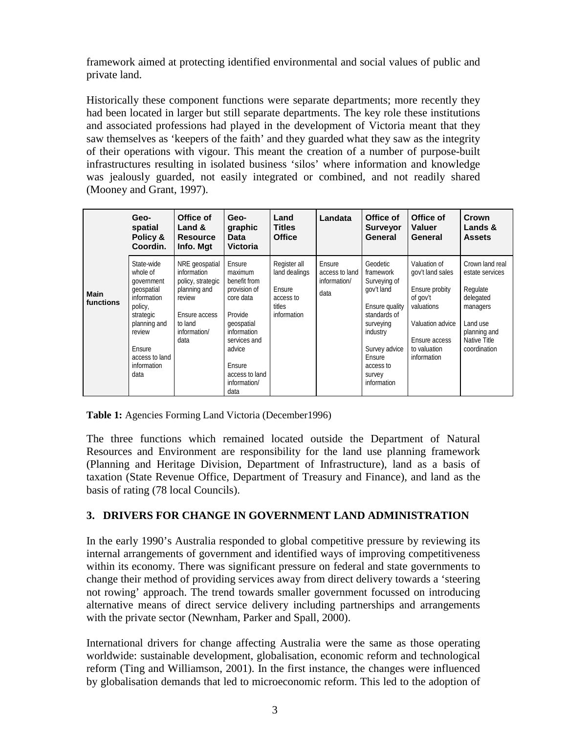framework aimed at protecting identified environmental and social values of public and private land.

Historically these component functions were separate departments; more recently they had been located in larger but still separate departments. The key role these institutions and associated professions had played in the development of Victoria meant that they saw themselves as 'keepers of the faith' and they guarded what they saw as the integrity of their operations with vigour. This meant the creation of a number of purpose-built infrastructures resulting in isolated business 'silos' where information and knowledge was jealously guarded, not easily integrated or combined, and not readily shared (Mooney and Grant, 1997).

| | Geo-spatial Policy & Coordin. | Office of Land & Resource Info. Mgt | Geo-graphic Data Victoria | Land Titles Office | Landata | Office of Surveyor General | Office of Valuer General | Crown Lands & Assets |
|---|---|---|---|---|---|---|---|---|
| **Main functions** | State-wide whole of government geospatial information policy, strategic planning and review<br><br>Ensure access to land information data | NRE geospatial information policy, strategic planning and review<br><br>Ensure access to land information/ data | Ensure maximum benefit from provision of core data<br><br>Provide geospatial information services and advice<br><br>Ensure access to land information/ data | Register all land dealings<br><br>Ensure access to titles information | Ensure access to land information/ data | Geodetic framework Surveying of gov't land<br><br>Ensure quality standards of surveying industry<br><br>Survey advice Ensure access to survey information | Valuation of gov't land sales<br><br>Ensure probity of gov't valuations<br><br>Valuation advice<br><br>Ensure access to valuation information | Crown land real estate services<br><br>Regulate delegated managers<br><br>Land use planning and Native Title coordination |

**Table 1:** Agencies Forming Land Victoria (December1996)

The three functions which remained located outside the Department of Natural Resources and Environment are responsibility for the land use planning framework (Planning and Heritage Division, Department of Infrastructure), land as a basis of taxation (State Revenue Office, Department of Treasury and Finance), and land as the basis of rating (78 local Councils).

## 3. DRIVERS FOR CHANGE IN GOVERNMENT LAND ADMINISTRATION

In the early 1990's Australia responded to global competitive pressure by reviewing its internal arrangements of government and identified ways of improving competitiveness within its economy. There was significant pressure on federal and state governments to change their method of providing services away from direct delivery towards a 'steering not rowing' approach. The trend towards smaller government focussed on introducing alternative means of direct service delivery including partnerships and arrangements with the private sector (Newnham, Parker and Spall, 2000).

International drivers for change affecting Australia were the same as those operating worldwide: sustainable development, globalisation, economic reform and technological reform (Ting and Williamson, 2001). In the first instance, the changes were influenced by globalisation demands that led to microeconomic reform. This led to the adoption of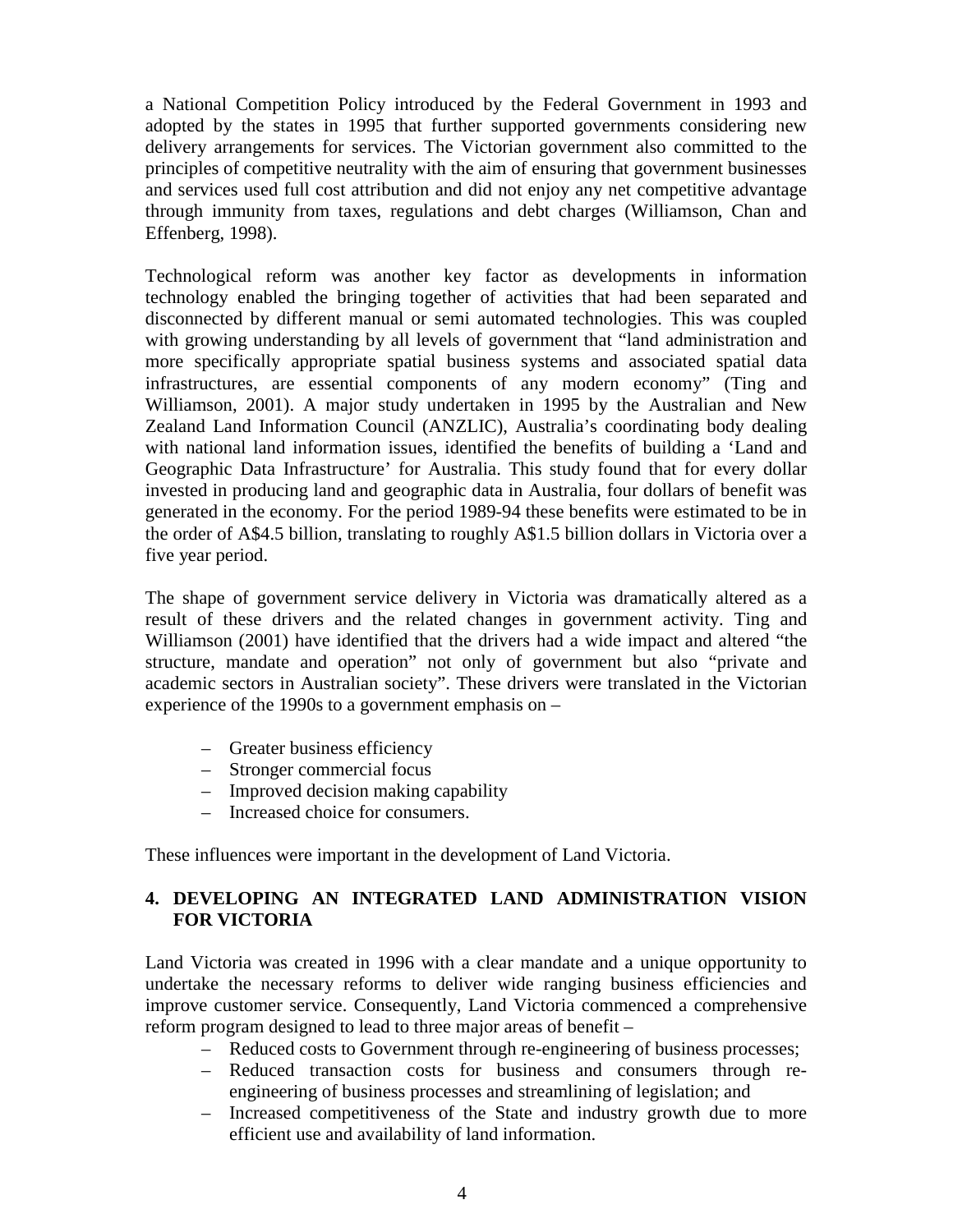a National Competition Policy introduced by the Federal Government in 1993 and adopted by the states in 1995 that further supported governments considering new delivery arrangements for services. The Victorian government also committed to the principles of competitive neutrality with the aim of ensuring that government businesses and services used full cost attribution and did not enjoy any net competitive advantage through immunity from taxes, regulations and debt charges (Williamson, Chan and Effenberg, 1998).

Technological reform was another key factor as developments in information technology enabled the bringing together of activities that had been separated and disconnected by different manual or semi automated technologies. This was coupled with growing understanding by all levels of government that "land administration and more specifically appropriate spatial business systems and associated spatial data infrastructures, are essential components of any modern economy" (Ting and Williamson, 2001). A major study undertaken in 1995 by the Australian and New Zealand Land Information Council (ANZLIC), Australia's coordinating body dealing with national land information issues, identified the benefits of building a 'Land and Geographic Data Infrastructure' for Australia. This study found that for every dollar invested in producing land and geographic data in Australia, four dollars of benefit was generated in the economy. For the period 1989-94 these benefits were estimated to be in the order of A$4.5 billion, translating to roughly A$1.5 billion dollars in Victoria over a five year period.

The shape of government service delivery in Victoria was dramatically altered as a result of these drivers and the related changes in government activity. Ting and Williamson (2001) have identified that the drivers had a wide impact and altered "the structure, mandate and operation" not only of government but also "private and academic sectors in Australian society". These drivers were translated in the Victorian experience of the 1990s to a government emphasis on –

- Greater business efficiency
- Stronger commercial focus
- Improved decision making capability
- Increased choice for consumers.

These influences were important in the development of Land Victoria.

## 4. DEVELOPING AN INTEGRATED LAND ADMINISTRATION VISION FOR VICTORIA

Land Victoria was created in 1996 with a clear mandate and a unique opportunity to undertake the necessary reforms to deliver wide ranging business efficiencies and improve customer service. Consequently, Land Victoria commenced a comprehensive reform program designed to lead to three major areas of benefit –

- Reduced costs to Government through re-engineering of business processes;
- Reduced transaction costs for business and consumers through re-engineering of business processes and streamlining of legislation; and
- Increased competitiveness of the State and industry growth due to more efficient use and availability of land information.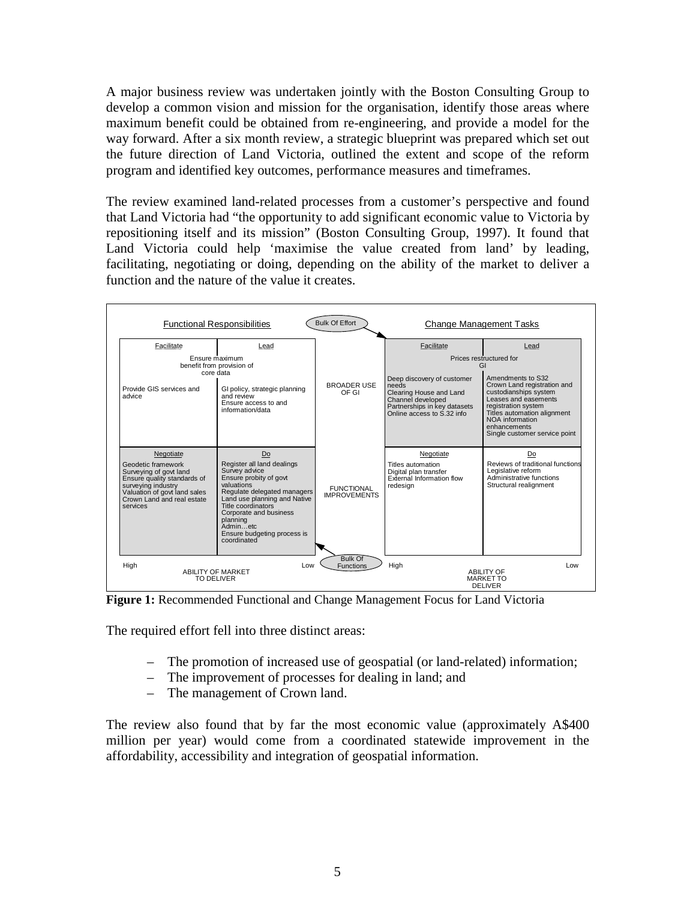A major business review was undertaken jointly with the Boston Consulting Group to develop a common vision and mission for the organisation, identify those areas where maximum benefit could be obtained from re-engineering, and provide a model for the way forward. After a six month review, a strategic blueprint was prepared which set out the future direction of Land Victoria, outlined the extent and scope of the reform program and identified key outcomes, performance measures and timeframes.

The review examined land-related processes from a customer's perspective and found that Land Victoria had "the opportunity to add significant economic value to Victoria by repositioning itself and its mission" (Boston Consulting Group, 1997). It found that Land Victoria could help 'maximise the value created from land' by leading, facilitating, negotiating or doing, depending on the ability of the market to deliver a function and the nature of the value it creates.

| Functional Responsibilities: Facilitate | Functional Responsibilities: Lead | | Change Management Tasks: Facilitate | Change Management Tasks: Lead |
|---|---|---|---|---|
| Ensure maximum benefit from provision of core data<br>Provide GIS services and advice | GI policy, strategic planning and review<br>Ensure access to and information/data | BROADER USE OF GI | Prices restructured for GI<br>Deep discovery of customer needs<br>Clearing House and Land Channel developed<br>Partnerships in key datasets<br>Online access to S.32 info | Amendments to S32<br>Crown Land registration and custodianships system<br>Leases and easements registration system<br>Titles automation alignment<br>NOA information enhancements<br>Single customer service point |
| **Negotiate** | **Do** | | **Negotiate** | **Do** |
| Geodetic framework<br>Surveying of govt land<br>Ensure quality standards of surveying industry<br>Valuation of govt land sales<br>Crown Land and real estate services | Register all land dealings<br>Survey advice<br>Ensure probity of govt valuations<br>Regulate delegated managers<br>Land use planning and Native Title coordinators<br>Corporate and business planning<br>Admin…etc<br>Ensure budgeting process is coordinated | FUNCTIONAL IMPROVEMENTS | Titles automation<br>Digital plan transfer<br>External Information flow redesign | Reviews of traditional functions<br>Legislative reform<br>Administrative functions<br>Structural realignment |
| High ← ABILITY OF MARKET TO DELIVER → Low | | | High ← ABILITY OF MARKET TO DELIVER → Low | |

Bulk Of Effort (Change Management Tasks); Bulk Of Functions (Functional Responsibilities)

**Figure 1:** Recommended Functional and Change Management Focus for Land Victoria

The required effort fell into three distinct areas:

- The promotion of increased use of geospatial (or land-related) information;
- The improvement of processes for dealing in land; and
- The management of Crown land.

The review also found that by far the most economic value (approximately A$400 million per year) would come from a coordinated statewide improvement in the affordability, accessibility and integration of geospatial information.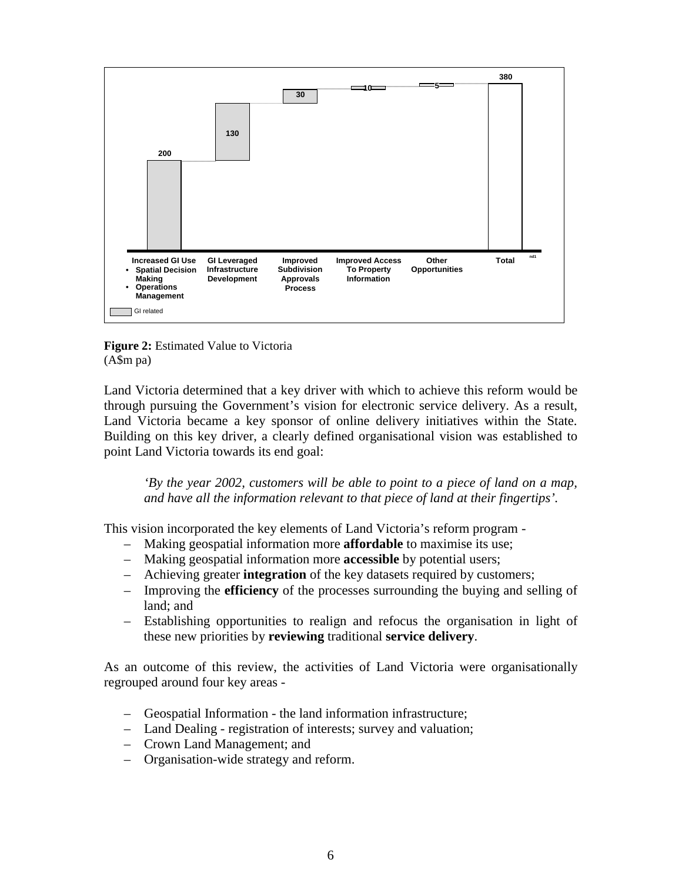| Increased GI Use • Spatial Decision Making • Operations Management | GI Leveraged Infrastructure Development | Improved Subdivision Approvals Process | Improved Access To Property Information | Other Opportunities | Total |
|---|---|---|---|---|---|
| 200 | 130 | 30 | 10 | 5 | 380 |

GI related

**Figure 2:** Estimated Value to Victoria (A$m pa)

Land Victoria determined that a key driver with which to achieve this reform would be through pursuing the Government's vision for electronic service delivery. As a result, Land Victoria became a key sponsor of online delivery initiatives within the State. Building on this key driver, a clearly defined organisational vision was established to point Land Victoria towards its end goal:

> *'By the year 2002, customers will be able to point to a piece of land on a map, and have all the information relevant to that piece of land at their fingertips'.*

This vision incorporated the key elements of Land Victoria's reform program -

- Making geospatial information more **affordable** to maximise its use;
- Making geospatial information more **accessible** by potential users;
- Achieving greater **integration** of the key datasets required by customers;
- Improving the **efficiency** of the processes surrounding the buying and selling of land; and
- Establishing opportunities to realign and refocus the organisation in light of these new priorities by **reviewing** traditional **service delivery**.

As an outcome of this review, the activities of Land Victoria were organisationally regrouped around four key areas -

- Geospatial Information - the land information infrastructure;
- Land Dealing - registration of interests; survey and valuation;
- Crown Land Management; and
- Organisation-wide strategy and reform.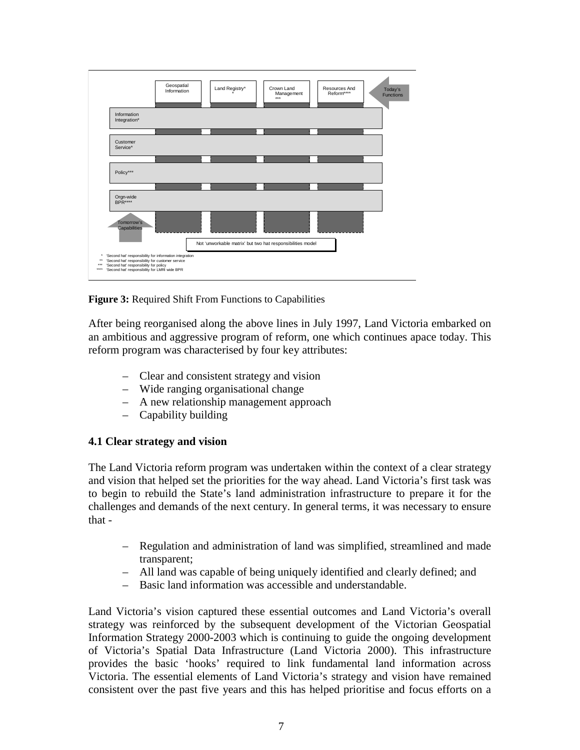Figure 3: Required Shift From Functions to Capabilities

After being reorganised along the above lines in July 1997, Land Victoria embarked on an ambitious and aggressive program of reform, one which continues apace today. This reform program was characterised by four key attributes:

- Clear and consistent strategy and vision
- Wide ranging organisational change
- A new relationship management approach
- Capability building

### 4.1 Clear strategy and vision

The Land Victoria reform program was undertaken within the context of a clear strategy and vision that helped set the priorities for the way ahead. Land Victoria's first task was to begin to rebuild the State's land administration infrastructure to prepare it for the challenges and demands of the next century. In general terms, it was necessary to ensure that -

- Regulation and administration of land was simplified, streamlined and made transparent;
- All land was capable of being uniquely identified and clearly defined; and
- Basic land information was accessible and understandable.

Land Victoria's vision captured these essential outcomes and Land Victoria's overall strategy was reinforced by the subsequent development of the Victorian Geospatial Information Strategy 2000-2003 which is continuing to guide the ongoing development of Victoria's Spatial Data Infrastructure (Land Victoria 2000). This infrastructure provides the basic 'hooks' required to link fundamental land information across Victoria. The essential elements of Land Victoria's strategy and vision have remained consistent over the past five years and this has helped prioritise and focus efforts on a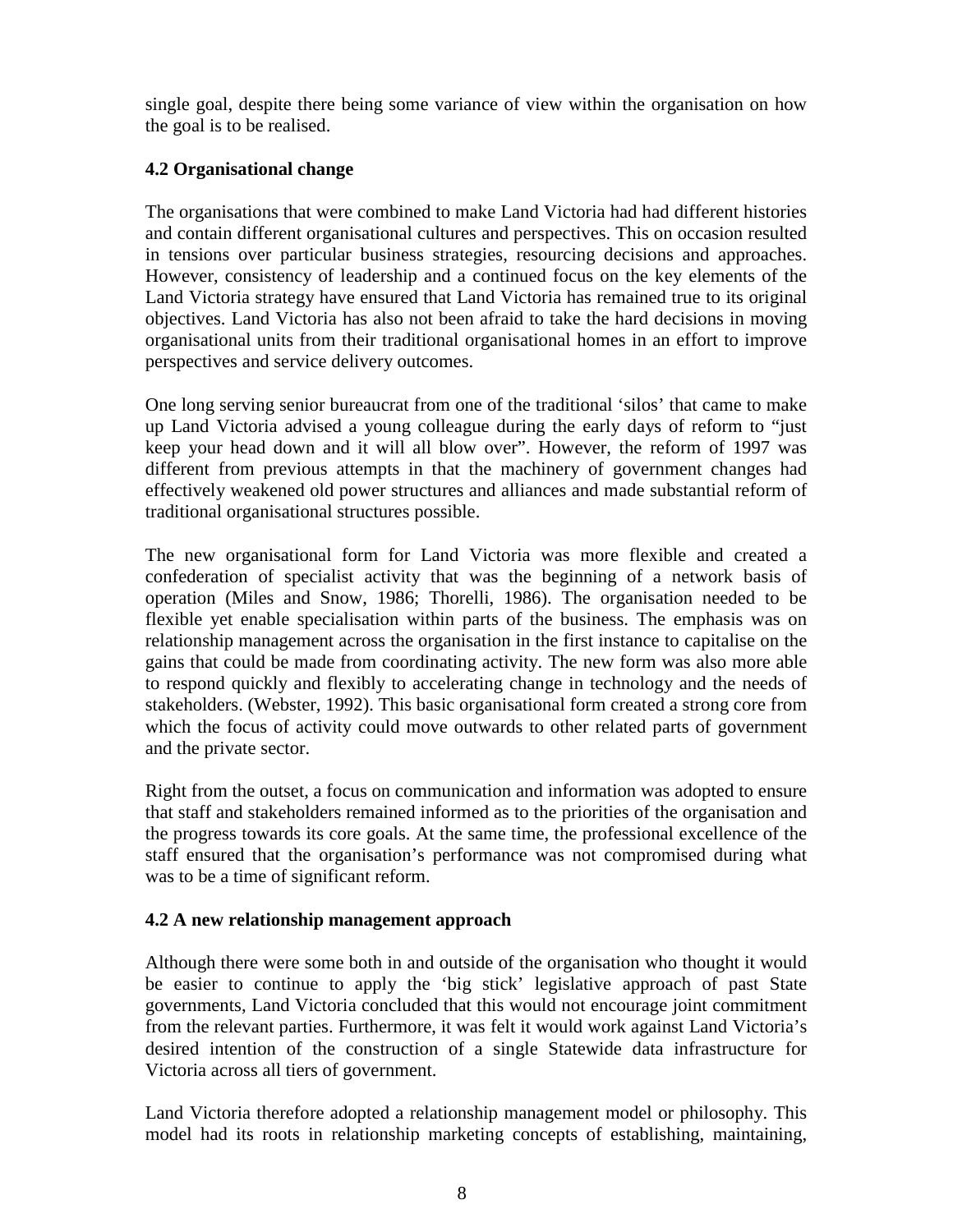single goal, despite there being some variance of view within the organisation on how the goal is to be realised.

### 4.2 Organisational change

The organisations that were combined to make Land Victoria had had different histories and contain different organisational cultures and perspectives. This on occasion resulted in tensions over particular business strategies, resourcing decisions and approaches. However, consistency of leadership and a continued focus on the key elements of the Land Victoria strategy have ensured that Land Victoria has remained true to its original objectives. Land Victoria has also not been afraid to take the hard decisions in moving organisational units from their traditional organisational homes in an effort to improve perspectives and service delivery outcomes.

One long serving senior bureaucrat from one of the traditional 'silos' that came to make up Land Victoria advised a young colleague during the early days of reform to "just keep your head down and it will all blow over". However, the reform of 1997 was different from previous attempts in that the machinery of government changes had effectively weakened old power structures and alliances and made substantial reform of traditional organisational structures possible.

The new organisational form for Land Victoria was more flexible and created a confederation of specialist activity that was the beginning of a network basis of operation (Miles and Snow, 1986; Thorelli, 1986). The organisation needed to be flexible yet enable specialisation within parts of the business. The emphasis was on relationship management across the organisation in the first instance to capitalise on the gains that could be made from coordinating activity. The new form was also more able to respond quickly and flexibly to accelerating change in technology and the needs of stakeholders. (Webster, 1992). This basic organisational form created a strong core from which the focus of activity could move outwards to other related parts of government and the private sector.

Right from the outset, a focus on communication and information was adopted to ensure that staff and stakeholders remained informed as to the priorities of the organisation and the progress towards its core goals. At the same time, the professional excellence of the staff ensured that the organisation's performance was not compromised during what was to be a time of significant reform.

### 4.2 A new relationship management approach

Although there were some both in and outside of the organisation who thought it would be easier to continue to apply the 'big stick' legislative approach of past State governments, Land Victoria concluded that this would not encourage joint commitment from the relevant parties. Furthermore, it was felt it would work against Land Victoria's desired intention of the construction of a single Statewide data infrastructure for Victoria across all tiers of government.

Land Victoria therefore adopted a relationship management model or philosophy. This model had its roots in relationship marketing concepts of establishing, maintaining,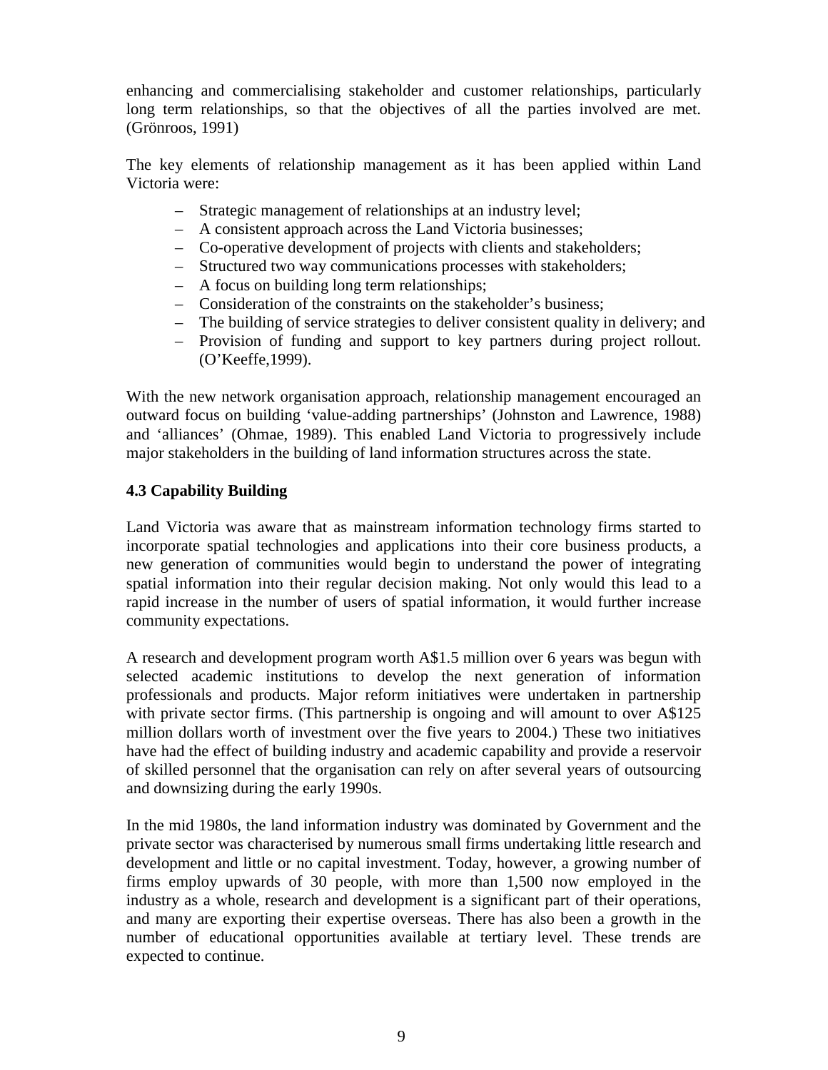enhancing and commercialising stakeholder and customer relationships, particularly long term relationships, so that the objectives of all the parties involved are met. (Grönroos, 1991)

The key elements of relationship management as it has been applied within Land Victoria were:

- Strategic management of relationships at an industry level;
- A consistent approach across the Land Victoria businesses;
- Co-operative development of projects with clients and stakeholders;
- Structured two way communications processes with stakeholders;
- A focus on building long term relationships;
- Consideration of the constraints on the stakeholder's business;
- The building of service strategies to deliver consistent quality in delivery; and
- Provision of funding and support to key partners during project rollout. (O'Keeffe,1999).

With the new network organisation approach, relationship management encouraged an outward focus on building 'value-adding partnerships' (Johnston and Lawrence, 1988) and 'alliances' (Ohmae, 1989). This enabled Land Victoria to progressively include major stakeholders in the building of land information structures across the state.

### 4.3 Capability Building

Land Victoria was aware that as mainstream information technology firms started to incorporate spatial technologies and applications into their core business products, a new generation of communities would begin to understand the power of integrating spatial information into their regular decision making. Not only would this lead to a rapid increase in the number of users of spatial information, it would further increase community expectations.

A research and development program worth A$1.5 million over 6 years was begun with selected academic institutions to develop the next generation of information professionals and products. Major reform initiatives were undertaken in partnership with private sector firms. (This partnership is ongoing and will amount to over A$125 million dollars worth of investment over the five years to 2004.) These two initiatives have had the effect of building industry and academic capability and provide a reservoir of skilled personnel that the organisation can rely on after several years of outsourcing and downsizing during the early 1990s.

In the mid 1980s, the land information industry was dominated by Government and the private sector was characterised by numerous small firms undertaking little research and development and little or no capital investment. Today, however, a growing number of firms employ upwards of 30 people, with more than 1,500 now employed in the industry as a whole, research and development is a significant part of their operations, and many are exporting their expertise overseas. There has also been a growth in the number of educational opportunities available at tertiary level. These trends are expected to continue.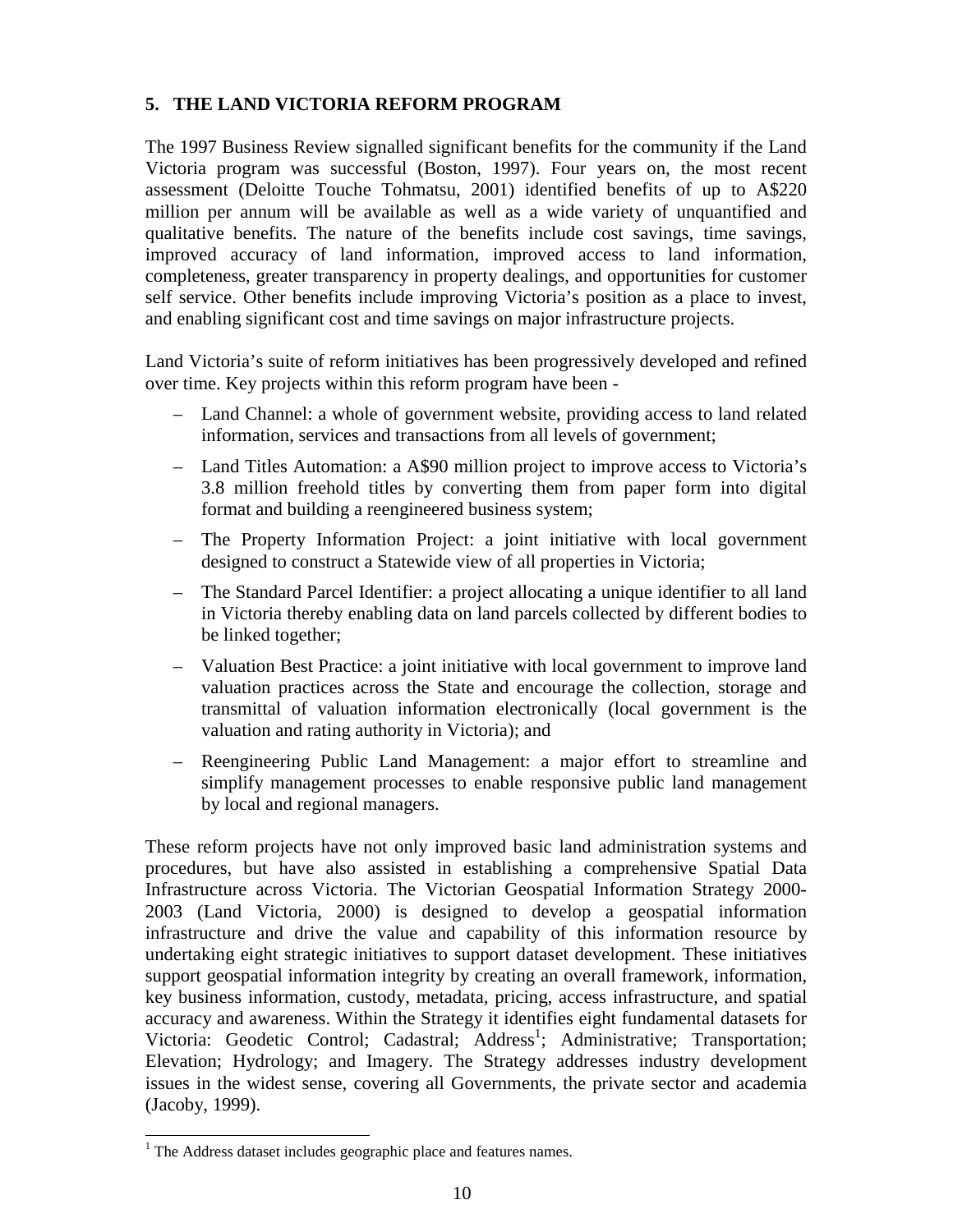## 5. THE LAND VICTORIA REFORM PROGRAM

The 1997 Business Review signalled significant benefits for the community if the Land Victoria program was successful (Boston, 1997). Four years on, the most recent assessment (Deloitte Touche Tohmatsu, 2001) identified benefits of up to A$220 million per annum will be available as well as a wide variety of unquantified and qualitative benefits. The nature of the benefits include cost savings, time savings, improved accuracy of land information, improved access to land information, completeness, greater transparency in property dealings, and opportunities for customer self service. Other benefits include improving Victoria's position as a place to invest, and enabling significant cost and time savings on major infrastructure projects.

Land Victoria's suite of reform initiatives has been progressively developed and refined over time. Key projects within this reform program have been -

- Land Channel: a whole of government website, providing access to land related information, services and transactions from all levels of government;
- Land Titles Automation: a A$90 million project to improve access to Victoria's 3.8 million freehold titles by converting them from paper form into digital format and building a reengineered business system;
- The Property Information Project: a joint initiative with local government designed to construct a Statewide view of all properties in Victoria;
- The Standard Parcel Identifier: a project allocating a unique identifier to all land in Victoria thereby enabling data on land parcels collected by different bodies to be linked together;
- Valuation Best Practice: a joint initiative with local government to improve land valuation practices across the State and encourage the collection, storage and transmittal of valuation information electronically (local government is the valuation and rating authority in Victoria); and
- Reengineering Public Land Management: a major effort to streamline and simplify management processes to enable responsive public land management by local and regional managers.

These reform projects have not only improved basic land administration systems and procedures, but have also assisted in establishing a comprehensive Spatial Data Infrastructure across Victoria. The Victorian Geospatial Information Strategy 2000-2003 (Land Victoria, 2000) is designed to develop a geospatial information infrastructure and drive the value and capability of this information resource by undertaking eight strategic initiatives to support dataset development. These initiatives support geospatial information integrity by creating an overall framework, information, key business information, custody, metadata, pricing, access infrastructure, and spatial accuracy and awareness. Within the Strategy it identifies eight fundamental datasets for Victoria: Geodetic Control; Cadastral; Address[1]; Administrative; Transportation; Elevation; Hydrology; and Imagery. The Strategy addresses industry development issues in the widest sense, covering all Governments, the private sector and academia (Jacoby, 1999).

---

[1] The Address dataset includes geographic place and features names.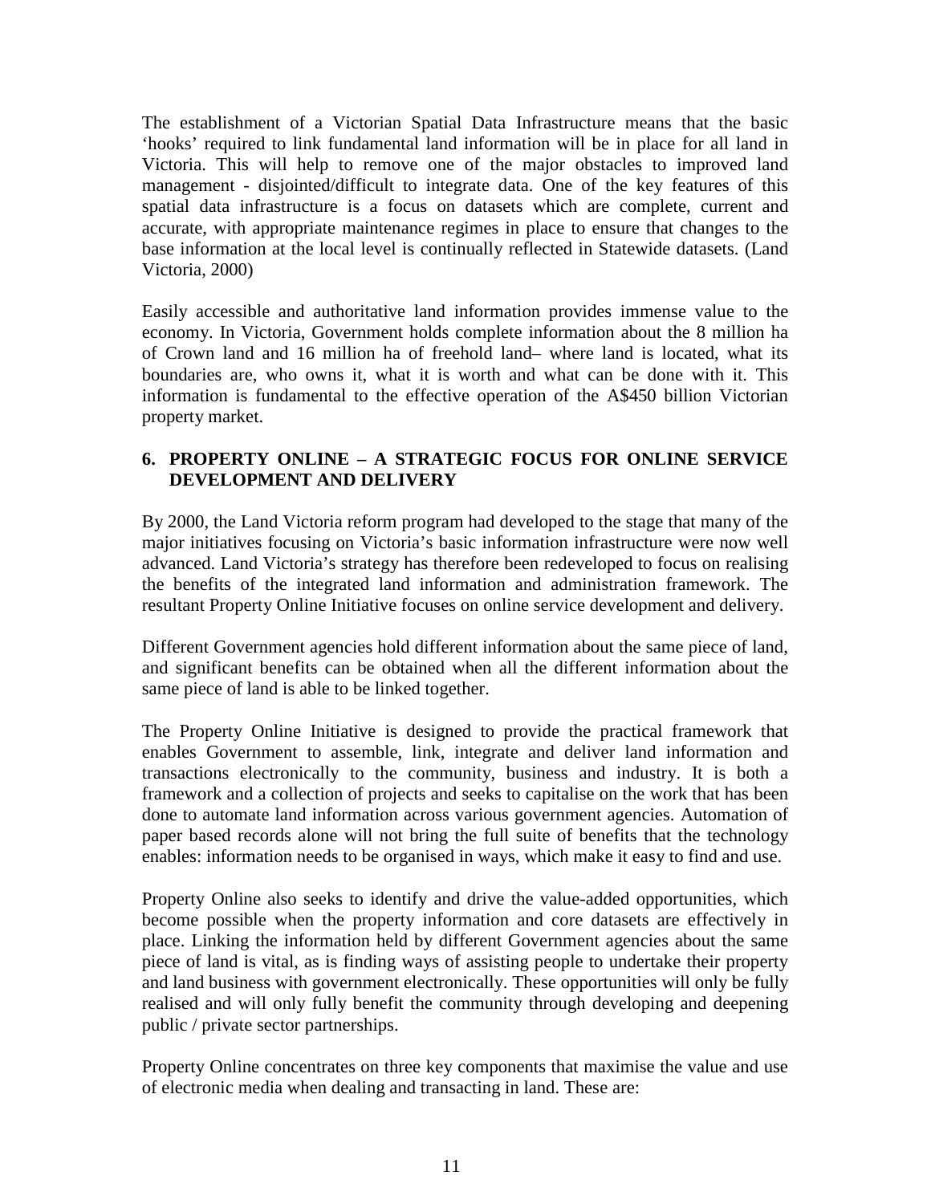The establishment of a Victorian Spatial Data Infrastructure means that the basic 'hooks' required to link fundamental land information will be in place for all land in Victoria. This will help to remove one of the major obstacles to improved land management - disjointed/difficult to integrate data. One of the key features of this spatial data infrastructure is a focus on datasets which are complete, current and accurate, with appropriate maintenance regimes in place to ensure that changes to the base information at the local level is continually reflected in Statewide datasets. (Land Victoria, 2000)

Easily accessible and authoritative land information provides immense value to the economy. In Victoria, Government holds complete information about the 8 million ha of Crown land and 16 million ha of freehold land– where land is located, what its boundaries are, who owns it, what it is worth and what can be done with it. This information is fundamental to the effective operation of the A$450 billion Victorian property market.

## 6. PROPERTY ONLINE – A STRATEGIC FOCUS FOR ONLINE SERVICE DEVELOPMENT AND DELIVERY

By 2000, the Land Victoria reform program had developed to the stage that many of the major initiatives focusing on Victoria's basic information infrastructure were now well advanced. Land Victoria's strategy has therefore been redeveloped to focus on realising the benefits of the integrated land information and administration framework. The resultant Property Online Initiative focuses on online service development and delivery.

Different Government agencies hold different information about the same piece of land, and significant benefits can be obtained when all the different information about the same piece of land is able to be linked together.

The Property Online Initiative is designed to provide the practical framework that enables Government to assemble, link, integrate and deliver land information and transactions electronically to the community, business and industry. It is both a framework and a collection of projects and seeks to capitalise on the work that has been done to automate land information across various government agencies. Automation of paper based records alone will not bring the full suite of benefits that the technology enables: information needs to be organised in ways, which make it easy to find and use.

Property Online also seeks to identify and drive the value-added opportunities, which become possible when the property information and core datasets are effectively in place. Linking the information held by different Government agencies about the same piece of land is vital, as is finding ways of assisting people to undertake their property and land business with government electronically. These opportunities will only be fully realised and will only fully benefit the community through developing and deepening public / private sector partnerships.

Property Online concentrates on three key components that maximise the value and use of electronic media when dealing and transacting in land. These are: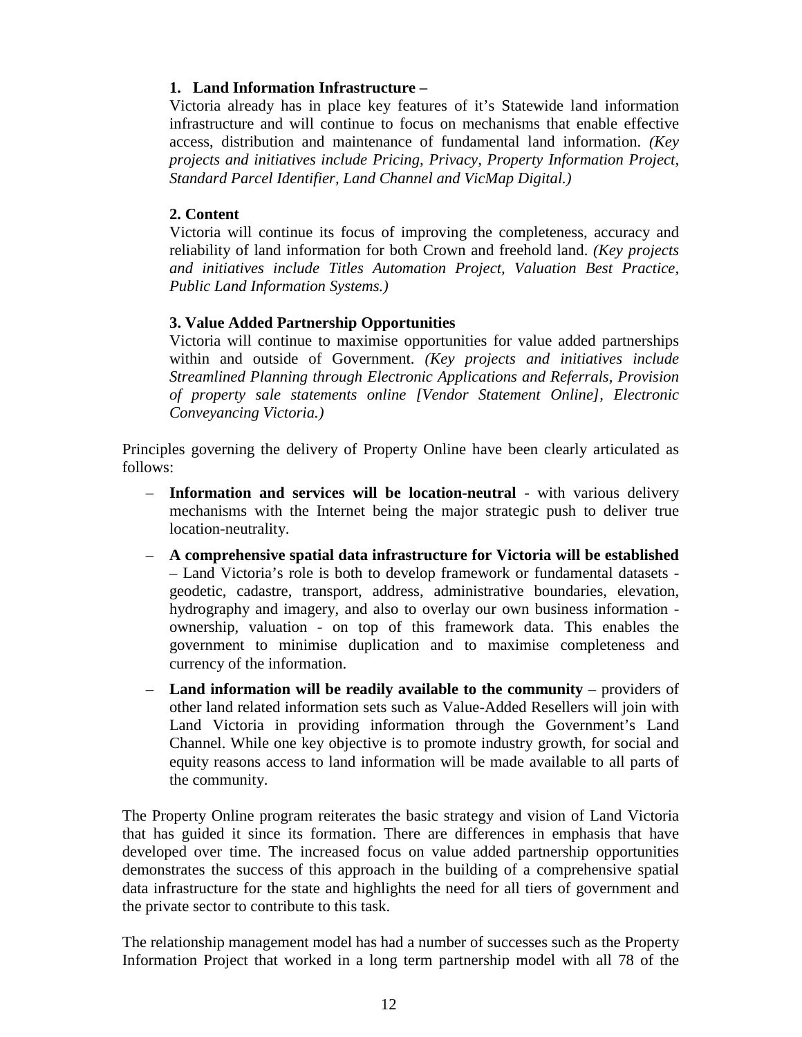1. **Land Information Infrastructure –**

   Victoria already has in place key features of it's Statewide land information infrastructure and will continue to focus on mechanisms that enable effective access, distribution and maintenance of fundamental land information. *(Key projects and initiatives include Pricing, Privacy, Property Information Project, Standard Parcel Identifier, Land Channel and VicMap Digital.)*

2. **Content**

   Victoria will continue its focus of improving the completeness, accuracy and reliability of land information for both Crown and freehold land. *(Key projects and initiatives include Titles Automation Project, Valuation Best Practice, Public Land Information Systems.)*

3. **Value Added Partnership Opportunities**

   Victoria will continue to maximise opportunities for value added partnerships within and outside of Government. *(Key projects and initiatives include Streamlined Planning through Electronic Applications and Referrals, Provision of property sale statements online [Vendor Statement Online], Electronic Conveyancing Victoria.)*

Principles governing the delivery of Property Online have been clearly articulated as follows:

- **Information and services will be location-neutral** - with various delivery mechanisms with the Internet being the major strategic push to deliver true location-neutrality.
- **A comprehensive spatial data infrastructure for Victoria will be established** – Land Victoria's role is both to develop framework or fundamental datasets - geodetic, cadastre, transport, address, administrative boundaries, elevation, hydrography and imagery, and also to overlay our own business information - ownership, valuation - on top of this framework data. This enables the government to minimise duplication and to maximise completeness and currency of the information.
- **Land information will be readily available to the community** – providers of other land related information sets such as Value-Added Resellers will join with Land Victoria in providing information through the Government's Land Channel. While one key objective is to promote industry growth, for social and equity reasons access to land information will be made available to all parts of the community.

The Property Online program reiterates the basic strategy and vision of Land Victoria that has guided it since its formation. There are differences in emphasis that have developed over time. The increased focus on value added partnership opportunities demonstrates the success of this approach in the building of a comprehensive spatial data infrastructure for the state and highlights the need for all tiers of government and the private sector to contribute to this task.

The relationship management model has had a number of successes such as the Property Information Project that worked in a long term partnership model with all 78 of the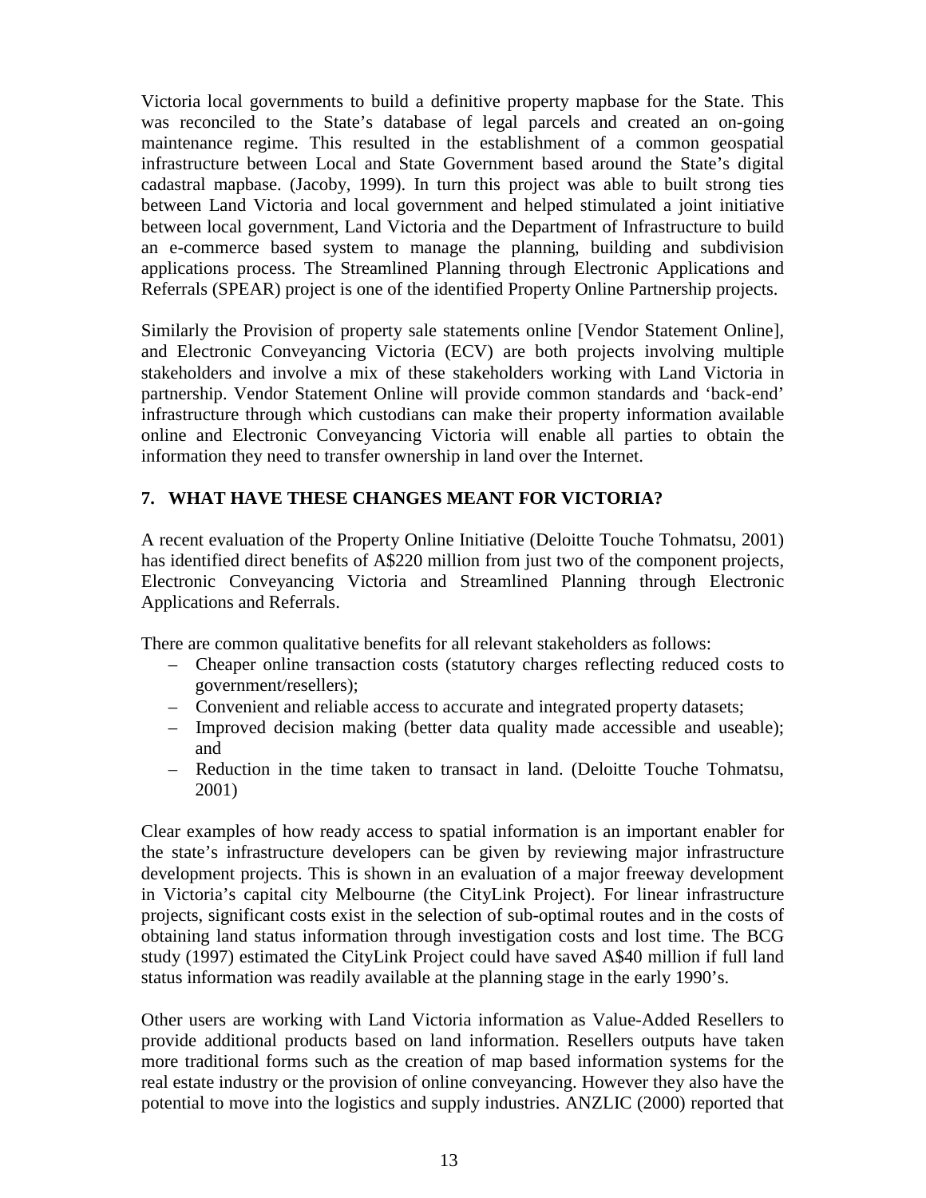Victoria local governments to build a definitive property mapbase for the State. This was reconciled to the State's database of legal parcels and created an on-going maintenance regime. This resulted in the establishment of a common geospatial infrastructure between Local and State Government based around the State's digital cadastral mapbase. (Jacoby, 1999). In turn this project was able to built strong ties between Land Victoria and local government and helped stimulated a joint initiative between local government, Land Victoria and the Department of Infrastructure to build an e-commerce based system to manage the planning, building and subdivision applications process. The Streamlined Planning through Electronic Applications and Referrals (SPEAR) project is one of the identified Property Online Partnership projects.

Similarly the Provision of property sale statements online [Vendor Statement Online], and Electronic Conveyancing Victoria (ECV) are both projects involving multiple stakeholders and involve a mix of these stakeholders working with Land Victoria in partnership. Vendor Statement Online will provide common standards and 'back-end' infrastructure through which custodians can make their property information available online and Electronic Conveyancing Victoria will enable all parties to obtain the information they need to transfer ownership in land over the Internet.

## 7. WHAT HAVE THESE CHANGES MEANT FOR VICTORIA?

A recent evaluation of the Property Online Initiative (Deloitte Touche Tohmatsu, 2001) has identified direct benefits of A$220 million from just two of the component projects, Electronic Conveyancing Victoria and Streamlined Planning through Electronic Applications and Referrals.

There are common qualitative benefits for all relevant stakeholders as follows:

- Cheaper online transaction costs (statutory charges reflecting reduced costs to government/resellers);
- Convenient and reliable access to accurate and integrated property datasets;
- Improved decision making (better data quality made accessible and useable); and
- Reduction in the time taken to transact in land. (Deloitte Touche Tohmatsu, 2001)

Clear examples of how ready access to spatial information is an important enabler for the state's infrastructure developers can be given by reviewing major infrastructure development projects. This is shown in an evaluation of a major freeway development in Victoria's capital city Melbourne (the CityLink Project). For linear infrastructure projects, significant costs exist in the selection of sub-optimal routes and in the costs of obtaining land status information through investigation costs and lost time. The BCG study (1997) estimated the CityLink Project could have saved A$40 million if full land status information was readily available at the planning stage in the early 1990's.

Other users are working with Land Victoria information as Value-Added Resellers to provide additional products based on land information. Resellers outputs have taken more traditional forms such as the creation of map based information systems for the real estate industry or the provision of online conveyancing. However they also have the potential to move into the logistics and supply industries. ANZLIC (2000) reported that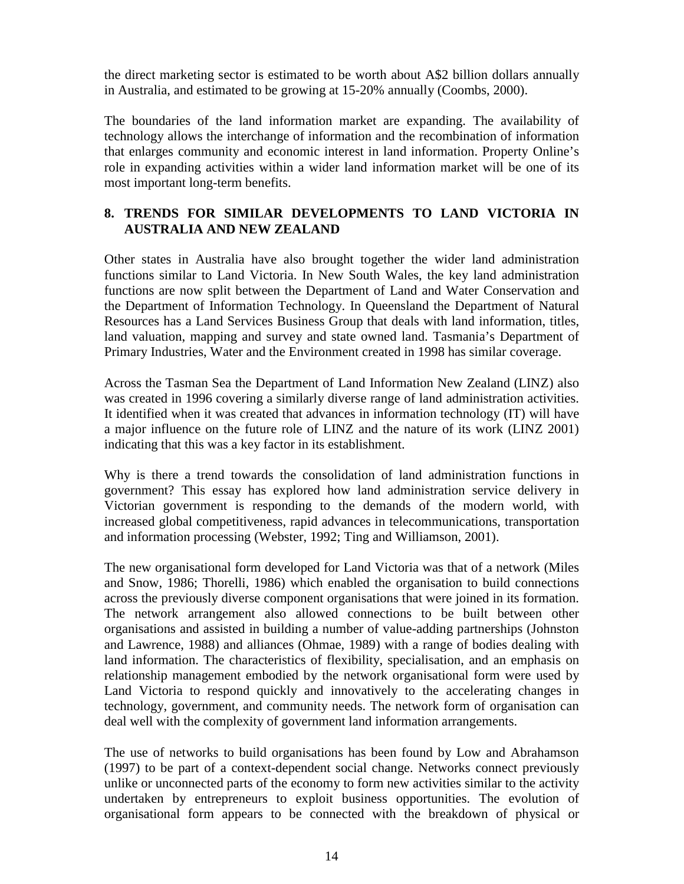the direct marketing sector is estimated to be worth about A$2 billion dollars annually in Australia, and estimated to be growing at 15-20% annually (Coombs, 2000).

The boundaries of the land information market are expanding. The availability of technology allows the interchange of information and the recombination of information that enlarges community and economic interest in land information. Property Online's role in expanding activities within a wider land information market will be one of its most important long-term benefits.

## 8. TRENDS FOR SIMILAR DEVELOPMENTS TO LAND VICTORIA IN AUSTRALIA AND NEW ZEALAND

Other states in Australia have also brought together the wider land administration functions similar to Land Victoria. In New South Wales, the key land administration functions are now split between the Department of Land and Water Conservation and the Department of Information Technology. In Queensland the Department of Natural Resources has a Land Services Business Group that deals with land information, titles, land valuation, mapping and survey and state owned land. Tasmania's Department of Primary Industries, Water and the Environment created in 1998 has similar coverage.

Across the Tasman Sea the Department of Land Information New Zealand (LINZ) also was created in 1996 covering a similarly diverse range of land administration activities. It identified when it was created that advances in information technology (IT) will have a major influence on the future role of LINZ and the nature of its work (LINZ 2001) indicating that this was a key factor in its establishment.

Why is there a trend towards the consolidation of land administration functions in government? This essay has explored how land administration service delivery in Victorian government is responding to the demands of the modern world, with increased global competitiveness, rapid advances in telecommunications, transportation and information processing (Webster, 1992; Ting and Williamson, 2001).

The new organisational form developed for Land Victoria was that of a network (Miles and Snow, 1986; Thorelli, 1986) which enabled the organisation to build connections across the previously diverse component organisations that were joined in its formation. The network arrangement also allowed connections to be built between other organisations and assisted in building a number of value-adding partnerships (Johnston and Lawrence, 1988) and alliances (Ohmae, 1989) with a range of bodies dealing with land information. The characteristics of flexibility, specialisation, and an emphasis on relationship management embodied by the network organisational form were used by Land Victoria to respond quickly and innovatively to the accelerating changes in technology, government, and community needs. The network form of organisation can deal well with the complexity of government land information arrangements.

The use of networks to build organisations has been found by Low and Abrahamson (1997) to be part of a context-dependent social change. Networks connect previously unlike or unconnected parts of the economy to form new activities similar to the activity undertaken by entrepreneurs to exploit business opportunities. The evolution of organisational form appears to be connected with the breakdown of physical or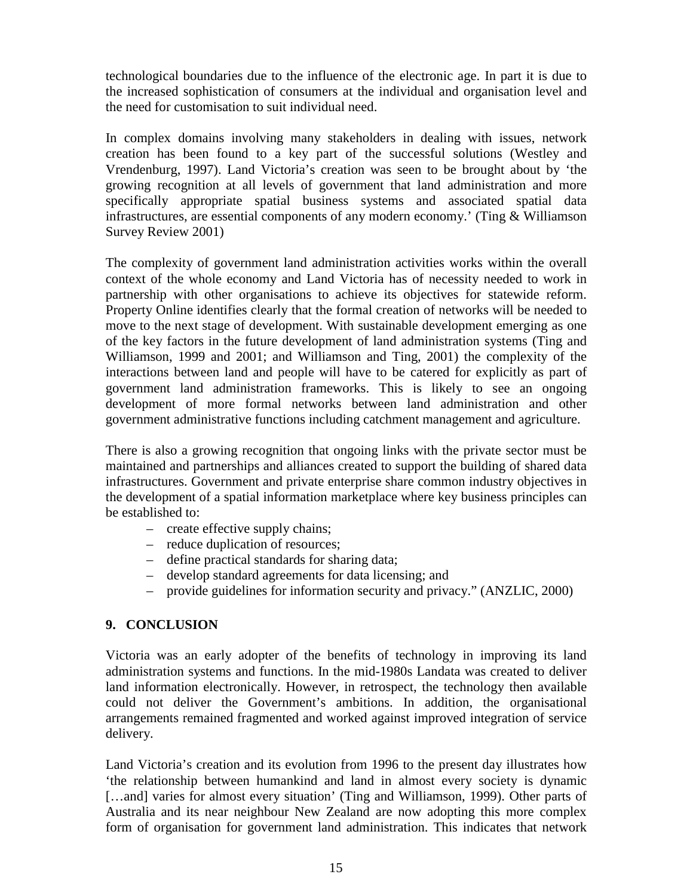technological boundaries due to the influence of the electronic age. In part it is due to the increased sophistication of consumers at the individual and organisation level and the need for customisation to suit individual need.

In complex domains involving many stakeholders in dealing with issues, network creation has been found to a key part of the successful solutions (Westley and Vrendenburg, 1997). Land Victoria's creation was seen to be brought about by 'the growing recognition at all levels of government that land administration and more specifically appropriate spatial business systems and associated spatial data infrastructures, are essential components of any modern economy.' (Ting & Williamson Survey Review 2001)

The complexity of government land administration activities works within the overall context of the whole economy and Land Victoria has of necessity needed to work in partnership with other organisations to achieve its objectives for statewide reform. Property Online identifies clearly that the formal creation of networks will be needed to move to the next stage of development. With sustainable development emerging as one of the key factors in the future development of land administration systems (Ting and Williamson, 1999 and 2001; and Williamson and Ting, 2001) the complexity of the interactions between land and people will have to be catered for explicitly as part of government land administration frameworks. This is likely to see an ongoing development of more formal networks between land administration and other government administrative functions including catchment management and agriculture.

There is also a growing recognition that ongoing links with the private sector must be maintained and partnerships and alliances created to support the building of shared data infrastructures. Government and private enterprise share common industry objectives in the development of a spatial information marketplace where key business principles can be established to:

- create effective supply chains;
- reduce duplication of resources;
- define practical standards for sharing data;
- develop standard agreements for data licensing; and
- provide guidelines for information security and privacy." (ANZLIC, 2000)

## 9. CONCLUSION

Victoria was an early adopter of the benefits of technology in improving its land administration systems and functions. In the mid-1980s Landata was created to deliver land information electronically. However, in retrospect, the technology then available could not deliver the Government's ambitions. In addition, the organisational arrangements remained fragmented and worked against improved integration of service delivery.

Land Victoria's creation and its evolution from 1996 to the present day illustrates how 'the relationship between humankind and land in almost every society is dynamic […and] varies for almost every situation' (Ting and Williamson, 1999). Other parts of Australia and its near neighbour New Zealand are now adopting this more complex form of organisation for government land administration. This indicates that network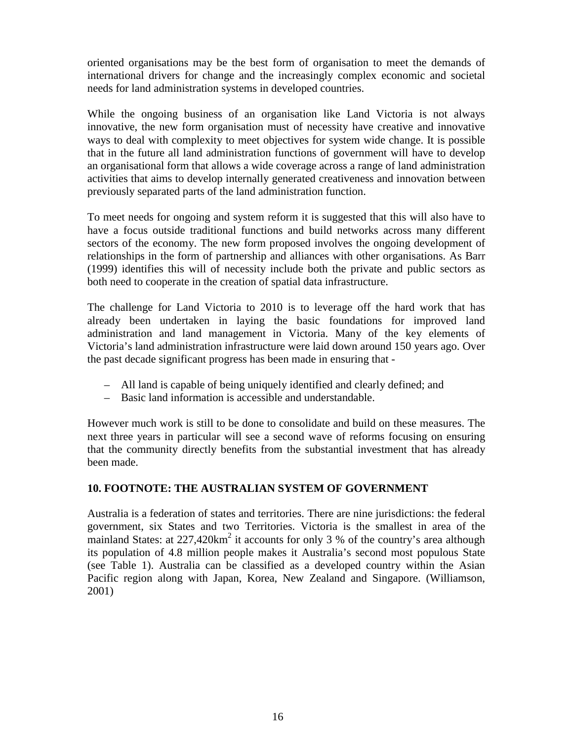oriented organisations may be the best form of organisation to meet the demands of international drivers for change and the increasingly complex economic and societal needs for land administration systems in developed countries.

While the ongoing business of an organisation like Land Victoria is not always innovative, the new form organisation must of necessity have creative and innovative ways to deal with complexity to meet objectives for system wide change. It is possible that in the future all land administration functions of government will have to develop an organisational form that allows a wide coverage across a range of land administration activities that aims to develop internally generated creativeness and innovation between previously separated parts of the land administration function.

To meet needs for ongoing and system reform it is suggested that this will also have to have a focus outside traditional functions and build networks across many different sectors of the economy. The new form proposed involves the ongoing development of relationships in the form of partnership and alliances with other organisations. As Barr (1999) identifies this will of necessity include both the private and public sectors as both need to cooperate in the creation of spatial data infrastructure.

The challenge for Land Victoria to 2010 is to leverage off the hard work that has already been undertaken in laying the basic foundations for improved land administration and land management in Victoria. Many of the key elements of Victoria's land administration infrastructure were laid down around 150 years ago. Over the past decade significant progress has been made in ensuring that -

- All land is capable of being uniquely identified and clearly defined; and
- Basic land information is accessible and understandable.

However much work is still to be done to consolidate and build on these measures. The next three years in particular will see a second wave of reforms focusing on ensuring that the community directly benefits from the substantial investment that has already been made.

## 10. FOOTNOTE: THE AUSTRALIAN SYSTEM OF GOVERNMENT

Australia is a federation of states and territories. There are nine jurisdictions: the federal government, six States and two Territories. Victoria is the smallest in area of the mainland States: at 227,420km$^2$ it accounts for only 3 % of the country's area although its population of 4.8 million people makes it Australia's second most populous State (see Table 1). Australia can be classified as a developed country within the Asian Pacific region along with Japan, Korea, New Zealand and Singapore. (Williamson, 2001)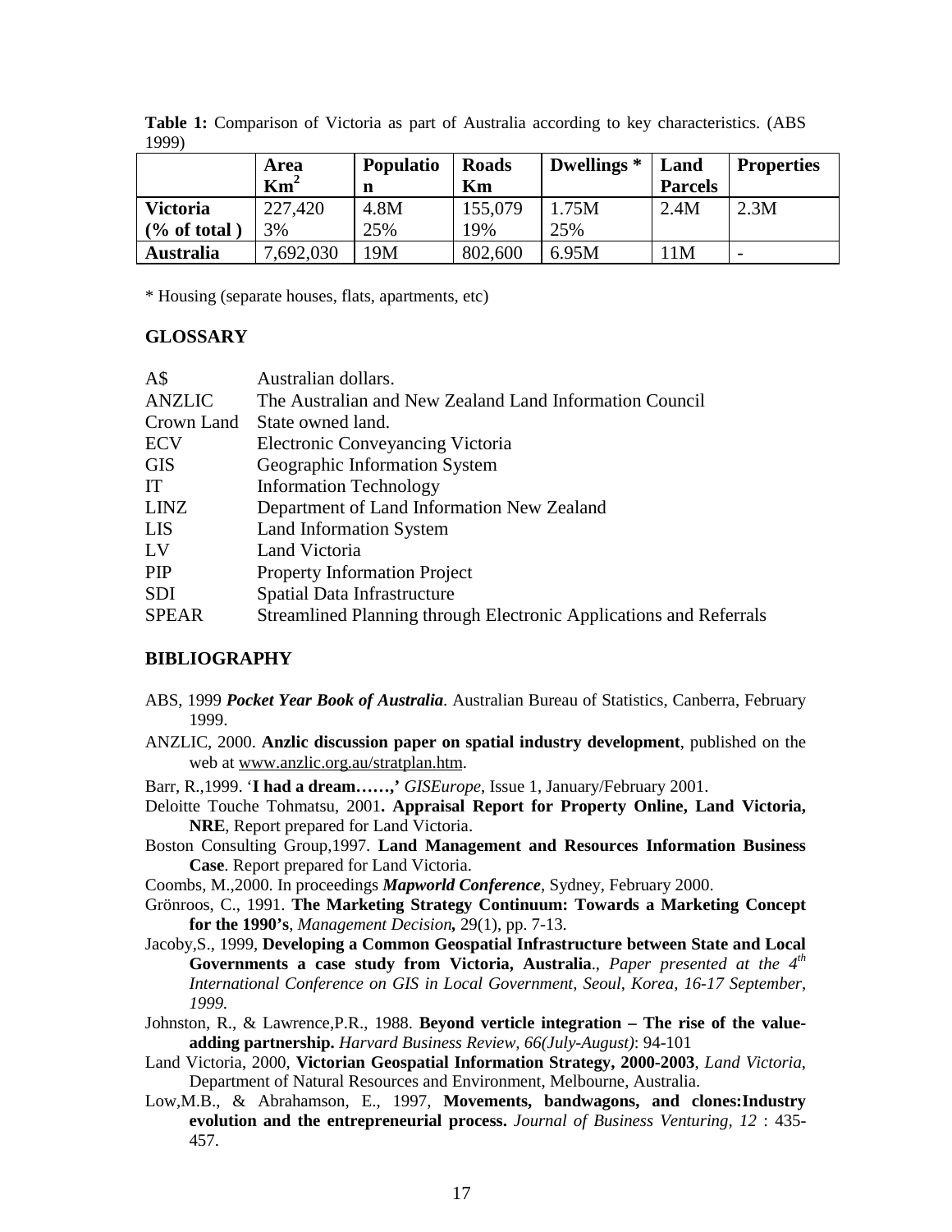**Table 1:** Comparison of Victoria as part of Australia according to key characteristics. (ABS 1999)

| | Area $Km^2$ | Population | Roads Km | Dwellings * | Land Parcels | Properties |
|---|---|---|---|---|---|---|
| **Victoria** | 227,420 | 4.8M | 155,079 | 1.75M | 2.4M | 2.3M |
| **(% of total )** | 3% | 25% | 19% | 25% | | |
| **Australia** | 7,692,030 | 19M | 802,600 | 6.95M | 11M | - |

\* Housing (separate houses, flats, apartments, etc)

## GLOSSARY

| | |
|---|---|
| A$ | Australian dollars. |
| ANZLIC | The Australian and New Zealand Land Information Council |
| Crown Land | State owned land. |
| ECV | Electronic Conveyancing Victoria |
| GIS | Geographic Information System |
| IT | Information Technology |
| LINZ | Department of Land Information New Zealand |
| LIS | Land Information System |
| LV | Land Victoria |
| PIP | Property Information Project |
| SDI | Spatial Data Infrastructure |
| SPEAR | Streamlined Planning through Electronic Applications and Referrals |

## BIBLIOGRAPHY

ABS, 1999 ***Pocket Year Book of Australia***. Australian Bureau of Statistics, Canberra, February 1999.

ANZLIC, 2000. **Anzlic discussion paper on spatial industry development**, published on the web at www.anzlic.org.au/stratplan.htm.

Barr, R.,1999. '**I had a dream……,'** *GISEurope*, Issue 1, January/February 2001.

Deloitte Touche Tohmatsu, 2001**. Appraisal Report for Property Online, Land Victoria, NRE**, Report prepared for Land Victoria.

Boston Consulting Group,1997. **Land Management and Resources Information Business Case**. Report prepared for Land Victoria.

Coombs, M.,2000. In proceedings ***Mapworld Conference***, Sydney, February 2000.

Grönroos, C., 1991. **The Marketing Strategy Continuum: Towards a Marketing Concept for the 1990's**, *Management Decision***,** 29(1), pp. 7-13.

Jacoby,S., 1999, **Developing a Common Geospatial Infrastructure between State and Local Governments a case study from Victoria, Australia**., *Paper presented at the 4th International Conference on GIS in Local Government, Seoul, Korea, 16-17 September, 1999.*

Johnston, R., & Lawrence,P.R., 1988. **Beyond verticle integration – The rise of the value-adding partnership.** *Harvard Business Review, 66(July-August)*: 94-101

Land Victoria, 2000, **Victorian Geospatial Information Strategy, 2000-2003**, *Land Victoria*, Department of Natural Resources and Environment, Melbourne, Australia.

Low,M.B., & Abrahamson, E., 1997, **Movements, bandwagons, and clones:Industry evolution and the entrepreneurial process.** *Journal of Business Venturing, 12* : 435-457.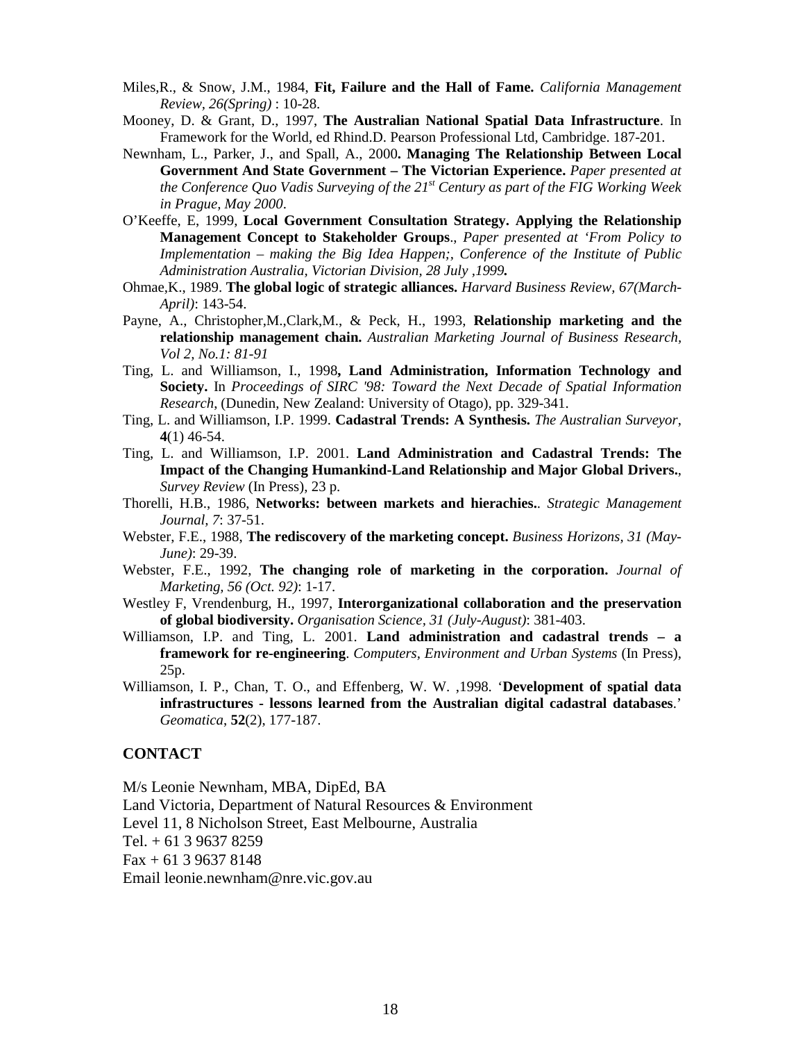Miles,R., & Snow, J.M., 1984, **Fit, Failure and the Hall of Fame.** *California Management Review, 26(Spring)* : 10-28.

Mooney, D. & Grant, D., 1997, **The Australian National Spatial Data Infrastructure**. In Framework for the World, ed Rhind.D. Pearson Professional Ltd, Cambridge. 187-201.

Newnham, L., Parker, J., and Spall, A., 2000**. Managing The Relationship Between Local Government And State Government – The Victorian Experience.** *Paper presented at the Conference Quo Vadis Surveying of the 21st Century as part of the FIG Working Week in Prague, May 2000*.

O'Keeffe, E, 1999, **Local Government Consultation Strategy. Applying the Relationship Management Concept to Stakeholder Groups**., *Paper presented at 'From Policy to Implementation – making the Big Idea Happen;, Conference of the Institute of Public Administration Australia, Victorian Division, 28 July ,1999.*

Ohmae,K., 1989. **The global logic of strategic alliances.** *Harvard Business Review, 67(March-April)*: 143-54.

Payne, A., Christopher,M.,Clark,M., & Peck, H., 1993, **Relationship marketing and the relationship management chain.** *Australian Marketing Journal of Business Research, Vol 2, No.1: 81-91*

Ting, L. and Williamson, I., 1998**, Land Administration, Information Technology and Society.** In *Proceedings of SIRC '98: Toward the Next Decade of Spatial Information Research*, (Dunedin, New Zealand: University of Otago), pp. 329-341.

Ting, L. and Williamson, I.P. 1999. **Cadastral Trends: A Synthesis.** *The Australian Surveyor*, **4**(1) 46-54.

Ting, L. and Williamson, I.P. 2001. **Land Administration and Cadastral Trends: The Impact of the Changing Humankind-Land Relationship and Major Global Drivers.**, *Survey Review* (In Press), 23 p.

Thorelli, H.B., 1986, **Networks: between markets and hierachies.**. *Strategic Management Journal*, *7*: 37-51.

Webster, F.E., 1988, **The rediscovery of the marketing concept.** *Business Horizons*, *31 (May-June)*: 29-39.

Webster, F.E., 1992, **The changing role of marketing in the corporation.** *Journal of Marketing, 56 (Oct. 92)*: 1-17.

Westley F, Vrendenburg, H., 1997, **Interorganizational collaboration and the preservation of global biodiversity.** *Organisation Science, 31 (July-August)*: 381-403.

Williamson, I.P. and Ting, L. 2001. **Land administration and cadastral trends – a framework for re-engineering**. *Computers, Environment and Urban Systems* (In Press), 25p.

Williamson, I. P., Chan, T. O., and Effenberg, W. W. ,1998. '**Development of spatial data infrastructures - lessons learned from the Australian digital cadastral databases**.' *Geomatica*, **52**(2), 177-187.

## CONTACT

M/s Leonie Newnham, MBA, DipEd, BA
Land Victoria, Department of Natural Resources & Environment
Level 11, 8 Nicholson Street, East Melbourne, Australia
Tel. + 61 3 9637 8259
Fax + 61 3 9637 8148
Email leonie.newnham@nre.vic.gov.au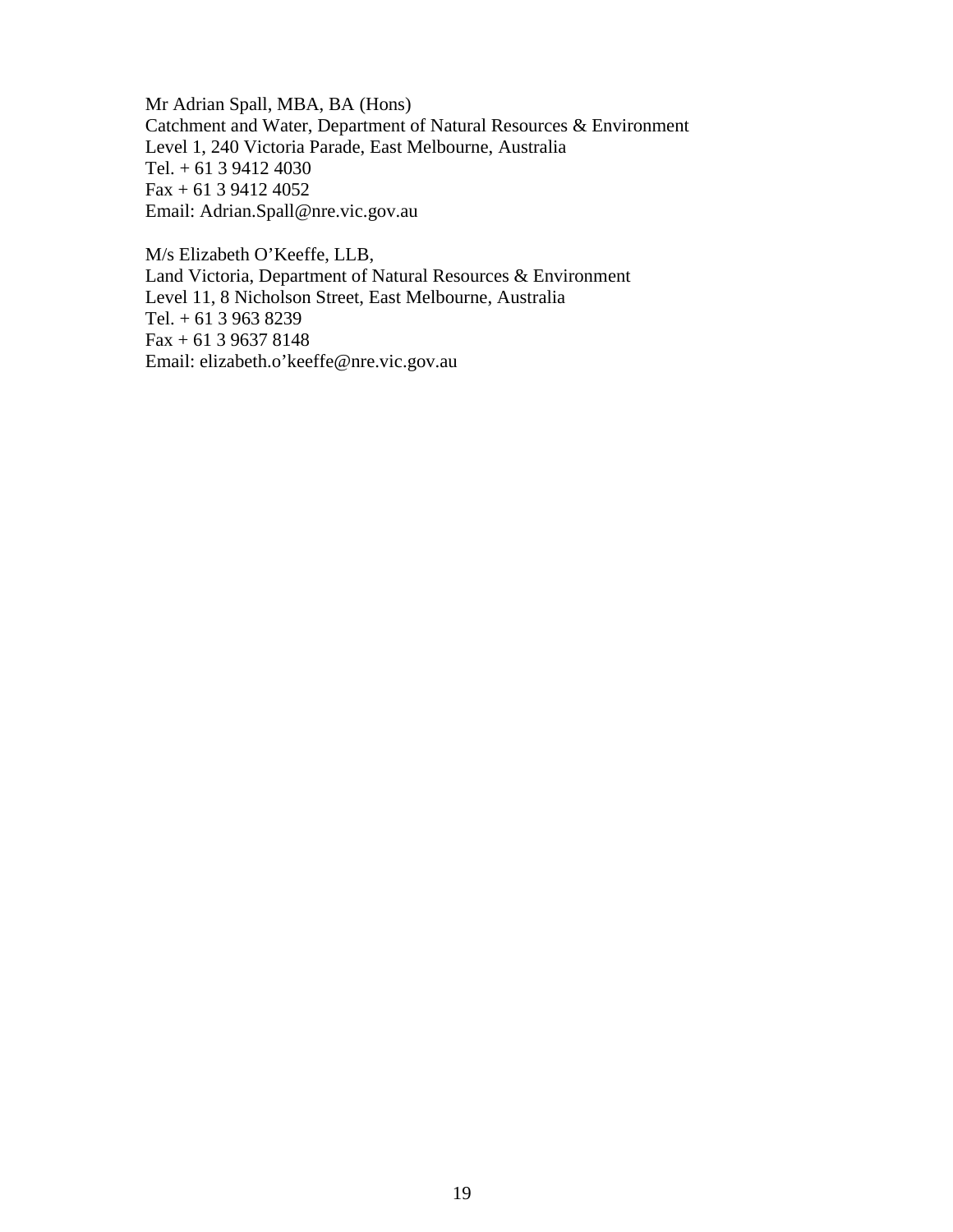Mr Adrian Spall, MBA, BA (Hons)
Catchment and Water, Department of Natural Resources & Environment
Level 1, 240 Victoria Parade, East Melbourne, Australia
Tel. + 61 3 9412 4030
Fax + 61 3 9412 4052
Email: Adrian.Spall@nre.vic.gov.au

M/s Elizabeth O'Keeffe, LLB,
Land Victoria, Department of Natural Resources & Environment
Level 11, 8 Nicholson Street, East Melbourne, Australia
Tel. + 61 3 963 8239
Fax + 61 3 9637 8148
Email: elizabeth.o'keeffe@nre.vic.gov.au